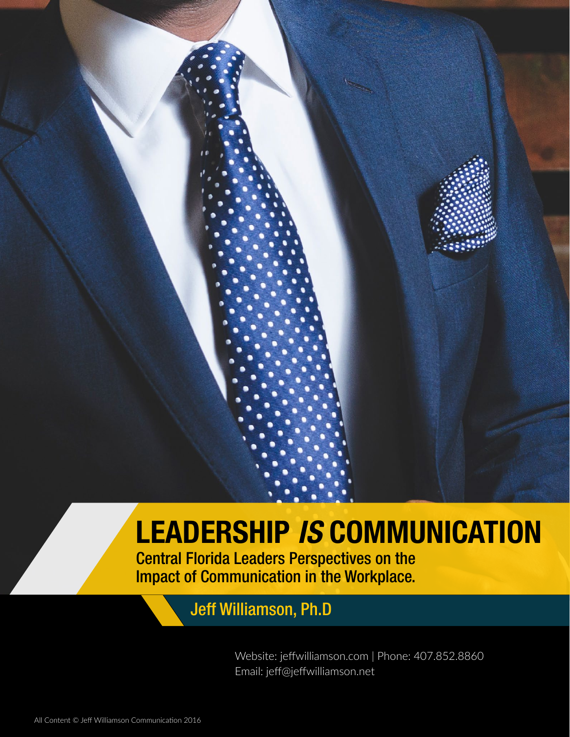# LEADERSHIP *IS* COMMUNICATION

## Central Florida Leaders Perspectives on the Impact of Communication in the Workplace.

### Jeff Williamson, Ph.D

Website: jeffwilliamson.com | Phone: 407.852.8860
Email: jeff@jeffwilliamson.net

All Content © Jeff Williamson Communication 2016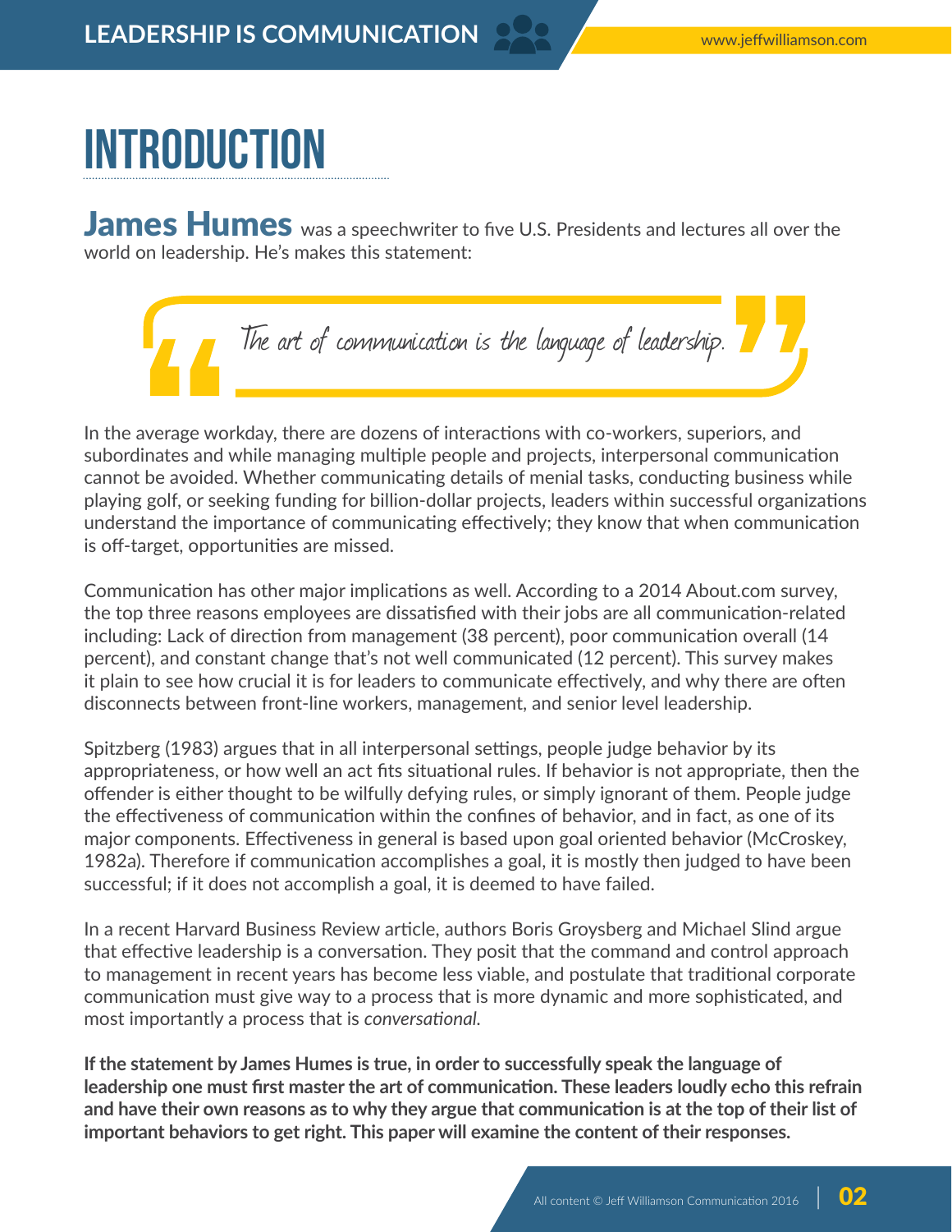# INTRODUCTION

**James Humes** was a speechwriter to five U.S. Presidents and lectures all over the world on leadership. He's makes this statement:

> *The art of communication is the language of leadership.*

In the average workday, there are dozens of interactions with co-workers, superiors, and subordinates and while managing multiple people and projects, interpersonal communication cannot be avoided. Whether communicating details of menial tasks, conducting business while playing golf, or seeking funding for billion-dollar projects, leaders within successful organizations understand the importance of communicating effectively; they know that when communication is off-target, opportunities are missed.

Communication has other major implications as well. According to a 2014 About.com survey, the top three reasons employees are dissatisfied with their jobs are all communication-related including: Lack of direction from management (38 percent), poor communication overall (14 percent), and constant change that's not well communicated (12 percent). This survey makes it plain to see how crucial it is for leaders to communicate effectively, and why there are often disconnects between front-line workers, management, and senior level leadership.

Spitzberg (1983) argues that in all interpersonal settings, people judge behavior by its appropriateness, or how well an act fits situational rules. If behavior is not appropriate, then the offender is either thought to be wilfully defying rules, or simply ignorant of them. People judge the effectiveness of communication within the confines of behavior, and in fact, as one of its major components. Effectiveness in general is based upon goal oriented behavior (McCroskey, 1982a). Therefore if communication accomplishes a goal, it is mostly then judged to have been successful; if it does not accomplish a goal, it is deemed to have failed.

In a recent Harvard Business Review article, authors Boris Groysberg and Michael Slind argue that effective leadership is a conversation. They posit that the command and control approach to management in recent years has become less viable, and postulate that traditional corporate communication must give way to a process that is more dynamic and more sophisticated, and most importantly a process that is *conversational.*

**If the statement by James Humes is true, in order to successfully speak the language of leadership one must first master the art of communication. These leaders loudly echo this refrain and have their own reasons as to why they argue that communication is at the top of their list of important behaviors to get right. This paper will examine the content of their responses.**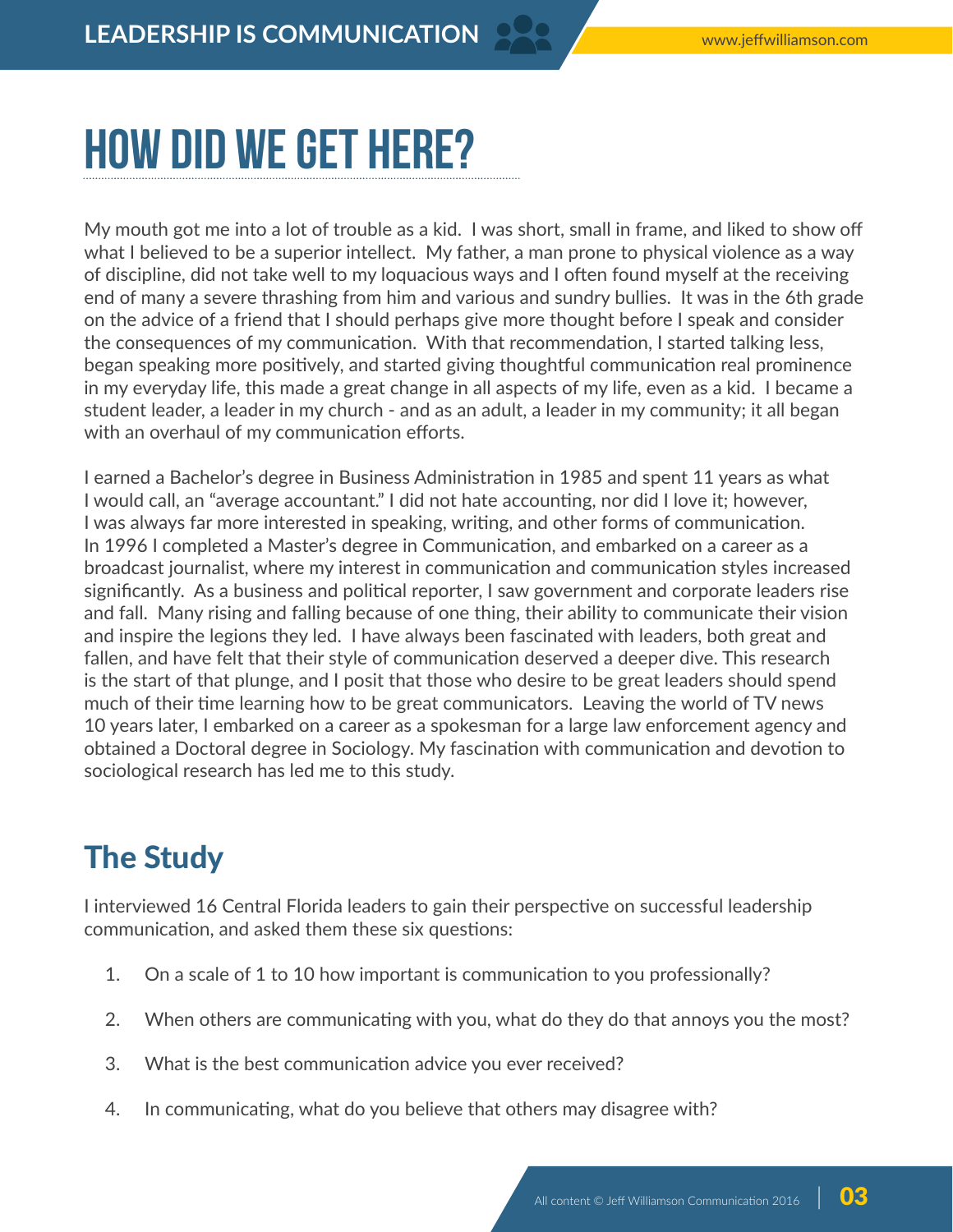# HOW DID WE GET HERE?

My mouth got me into a lot of trouble as a kid. I was short, small in frame, and liked to show off what I believed to be a superior intellect. My father, a man prone to physical violence as a way of discipline, did not take well to my loquacious ways and I often found myself at the receiving end of many a severe thrashing from him and various and sundry bullies. It was in the 6th grade on the advice of a friend that I should perhaps give more thought before I speak and consider the consequences of my communication. With that recommendation, I started talking less, began speaking more positively, and started giving thoughtful communication real prominence in my everyday life, this made a great change in all aspects of my life, even as a kid. I became a student leader, a leader in my church - and as an adult, a leader in my community; it all began with an overhaul of my communication efforts.

I earned a Bachelor's degree in Business Administration in 1985 and spent 11 years as what I would call, an "average accountant." I did not hate accounting, nor did I love it; however, I was always far more interested in speaking, writing, and other forms of communication. In 1996 I completed a Master's degree in Communication, and embarked on a career as a broadcast journalist, where my interest in communication and communication styles increased significantly. As a business and political reporter, I saw government and corporate leaders rise and fall. Many rising and falling because of one thing, their ability to communicate their vision and inspire the legions they led. I have always been fascinated with leaders, both great and fallen, and have felt that their style of communication deserved a deeper dive. This research is the start of that plunge, and I posit that those who desire to be great leaders should spend much of their time learning how to be great communicators. Leaving the world of TV news 10 years later, I embarked on a career as a spokesman for a large law enforcement agency and obtained a Doctoral degree in Sociology. My fascination with communication and devotion to sociological research has led me to this study.

## The Study

I interviewed 16 Central Florida leaders to gain their perspective on successful leadership communication, and asked them these six questions:

1. On a scale of 1 to 10 how important is communication to you professionally?
2. When others are communicating with you, what do they do that annoys you the most?
3. What is the best communication advice you ever received?
4. In communicating, what do you believe that others may disagree with?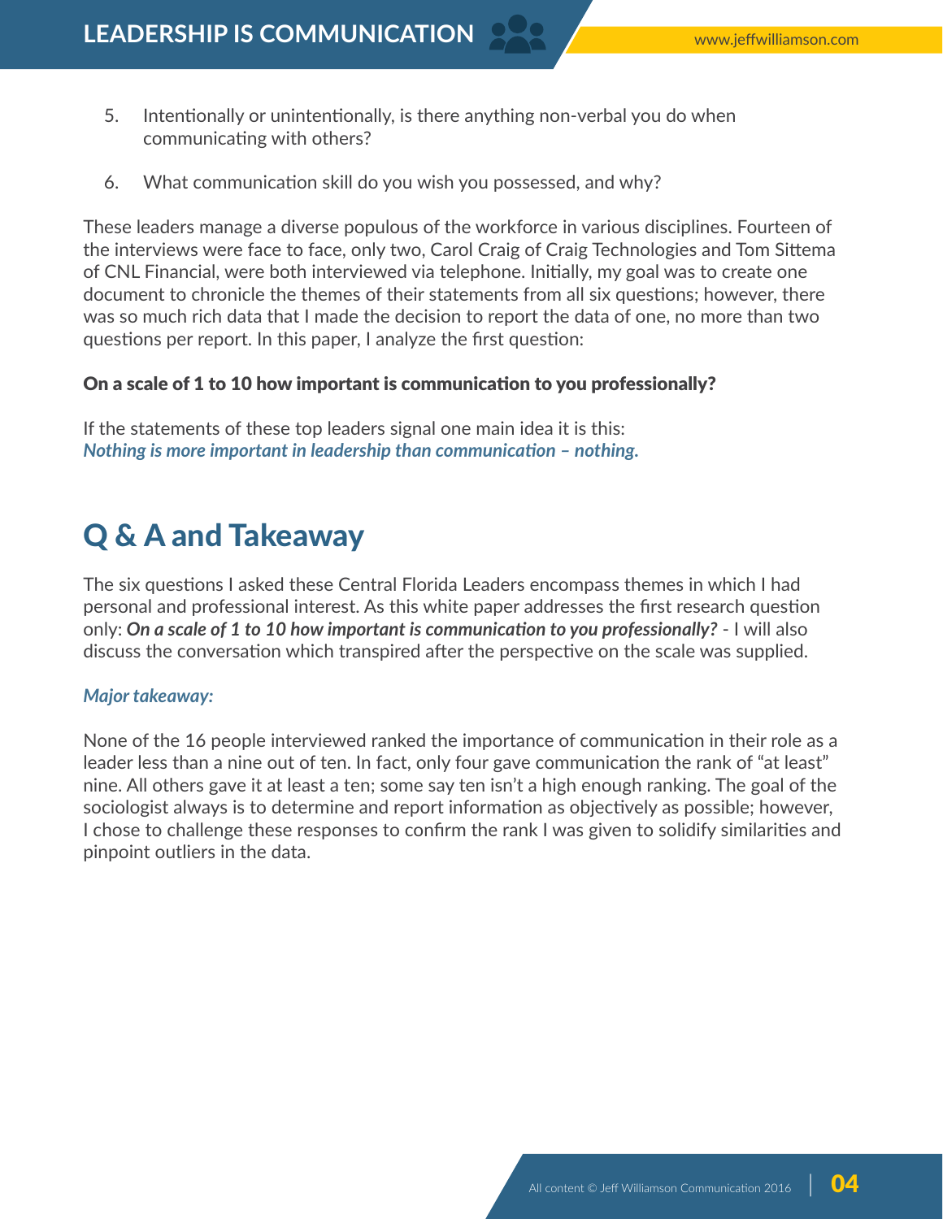5. Intentionally or unintentionally, is there anything non-verbal you do when communicating with others?

6. What communication skill do you wish you possessed, and why?

These leaders manage a diverse populous of the workforce in various disciplines. Fourteen of the interviews were face to face, only two, Carol Craig of Craig Technologies and Tom Sittema of CNL Financial, were both interviewed via telephone. Initially, my goal was to create one document to chronicle the themes of their statements from all six questions; however, there was so much rich data that I made the decision to report the data of one, no more than two questions per report. In this paper, I analyze the first question:

**On a scale of 1 to 10 how important is communication to you professionally?**

If the statements of these top leaders signal one main idea it is this:
***Nothing is more important in leadership than communication – nothing.***

## Q & A and Takeaway

The six questions I asked these Central Florida Leaders encompass themes in which I had personal and professional interest. As this white paper addresses the first research question only: ***On a scale of 1 to 10 how important is communication to you professionally?*** - I will also discuss the conversation which transpired after the perspective on the scale was supplied.

***Major takeaway:***

None of the 16 people interviewed ranked the importance of communication in their role as a leader less than a nine out of ten. In fact, only four gave communication the rank of "at least" nine. All others gave it at least a ten; some say ten isn't a high enough ranking. The goal of the sociologist always is to determine and report information as objectively as possible; however, I chose to challenge these responses to confirm the rank I was given to solidify similarities and pinpoint outliers in the data.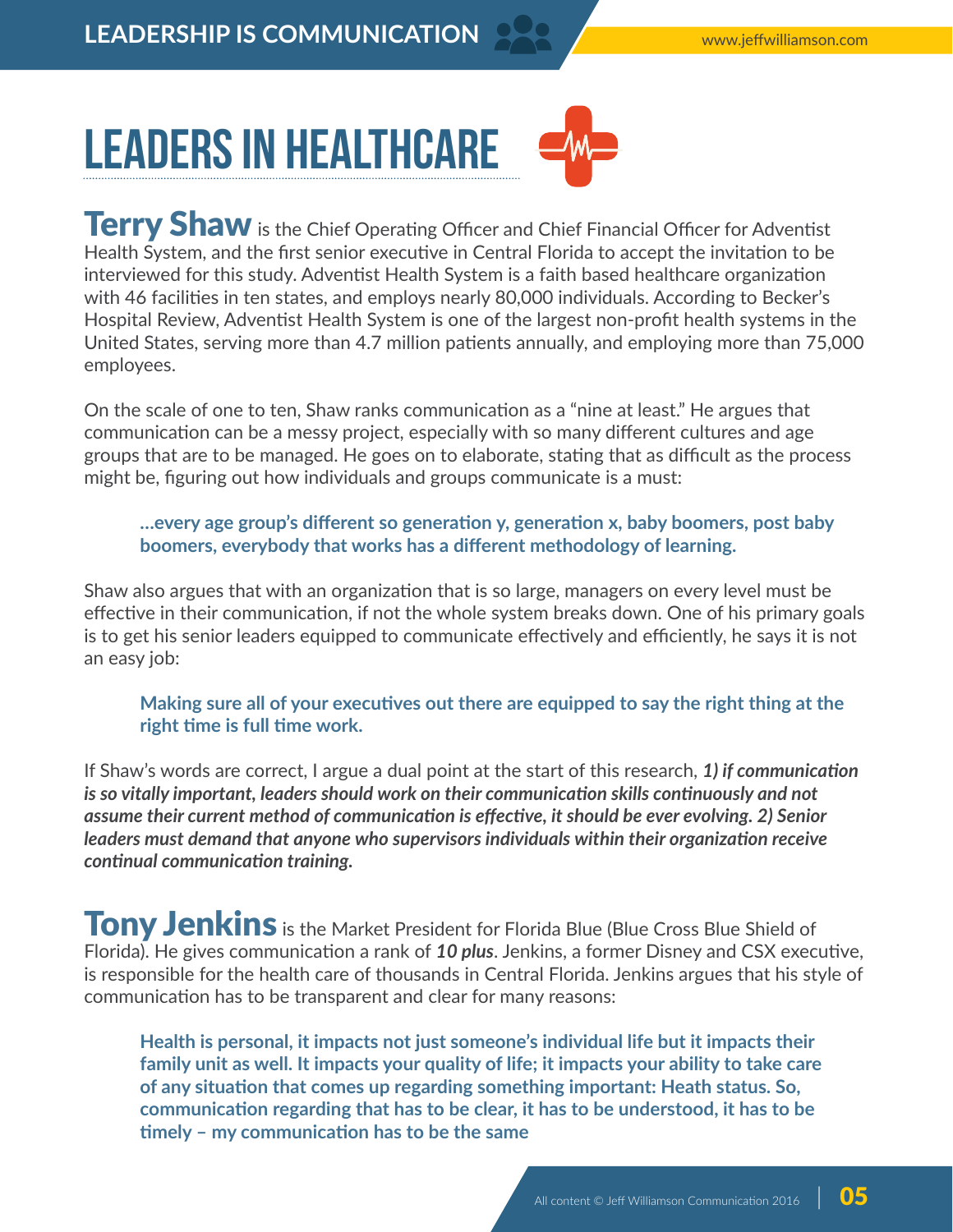# LEADERS IN HEALTHCARE

**Terry Shaw** is the Chief Operating Officer and Chief Financial Officer for Adventist Health System, and the first senior executive in Central Florida to accept the invitation to be interviewed for this study. Adventist Health System is a faith based healthcare organization with 46 facilities in ten states, and employs nearly 80,000 individuals. According to Becker's Hospital Review, Adventist Health System is one of the largest non-profit health systems in the United States, serving more than 4.7 million patients annually, and employing more than 75,000 employees.

On the scale of one to ten, Shaw ranks communication as a "nine at least." He argues that communication can be a messy project, especially with so many different cultures and age groups that are to be managed. He goes on to elaborate, stating that as difficult as the process might be, figuring out how individuals and groups communicate is a must:

> **…every age group's different so generation y, generation x, baby boomers, post baby boomers, everybody that works has a different methodology of learning.**

Shaw also argues that with an organization that is so large, managers on every level must be effective in their communication, if not the whole system breaks down. One of his primary goals is to get his senior leaders equipped to communicate effectively and efficiently, he says it is not an easy job:

> **Making sure all of your executives out there are equipped to say the right thing at the right time is full time work.**

If Shaw's words are correct, I argue a dual point at the start of this research, ***1) if communication is so vitally important, leaders should work on their communication skills continuously and not assume their current method of communication is effective, it should be ever evolving. 2) Senior leaders must demand that anyone who supervisors individuals within their organization receive continual communication training.***

**Tony Jenkins** is the Market President for Florida Blue (Blue Cross Blue Shield of Florida). He gives communication a rank of ***10 plus***. Jenkins, a former Disney and CSX executive, is responsible for the health care of thousands in Central Florida. Jenkins argues that his style of communication has to be transparent and clear for many reasons:

> **Health is personal, it impacts not just someone's individual life but it impacts their family unit as well. It impacts your quality of life; it impacts your ability to take care of any situation that comes up regarding something important: Heath status. So, communication regarding that has to be clear, it has to be understood, it has to be timely – my communication has to be the same**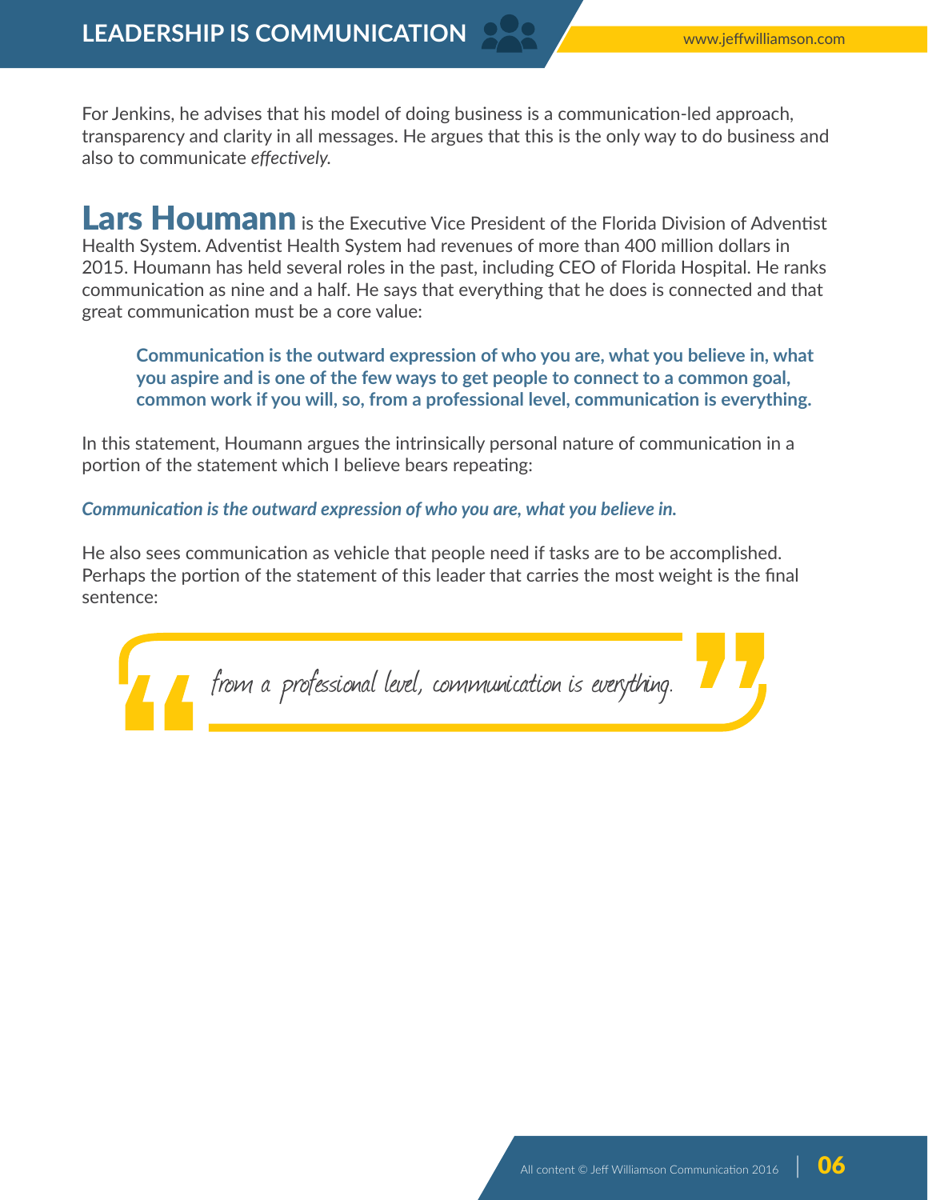For Jenkins, he advises that his model of doing business is a communication-led approach, transparency and clarity in all messages. He argues that this is the only way to do business and also to communicate *effectively.*

**Lars Houmann** is the Executive Vice President of the Florida Division of Adventist Health System. Adventist Health System had revenues of more than 400 million dollars in 2015. Houmann has held several roles in the past, including CEO of Florida Hospital. He ranks communication as nine and a half. He says that everything that he does is connected and that great communication must be a core value:

> **Communication is the outward expression of who you are, what you believe in, what you aspire and is one of the few ways to get people to connect to a common goal, common work if you will, so, from a professional level, communication is everything.**

In this statement, Houmann argues the intrinsically personal nature of communication in a portion of the statement which I believe bears repeating:

***Communication is the outward expression of who you are, what you believe in.***

He also sees communication as vehicle that people need if tasks are to be accomplished. Perhaps the portion of the statement of this leader that carries the most weight is the final sentence:

> "from a professional level, communication is everything."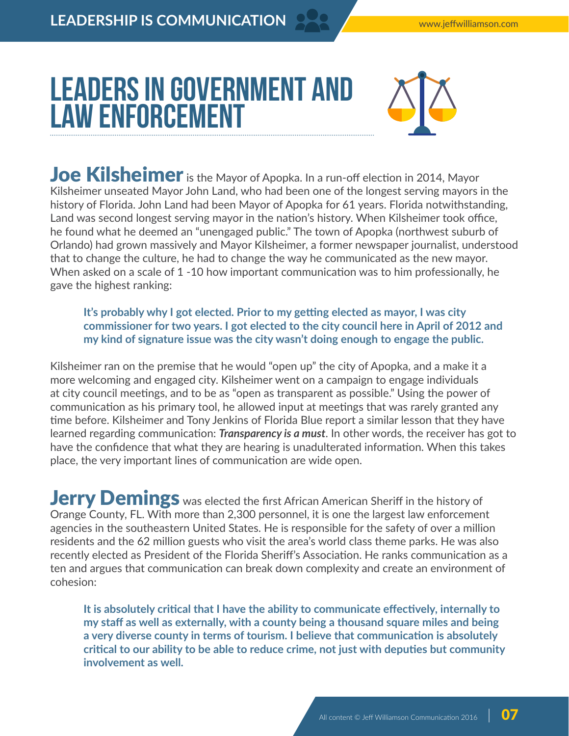# LEADERS IN GOVERNMENT AND LAW ENFORCEMENT

**Joe Kilsheimer** is the Mayor of Apopka. In a run-off election in 2014, Mayor Kilsheimer unseated Mayor John Land, who had been one of the longest serving mayors in the history of Florida. John Land had been Mayor of Apopka for 61 years. Florida notwithstanding, Land was second longest serving mayor in the nation's history. When Kilsheimer took office, he found what he deemed an "unengaged public." The town of Apopka (northwest suburb of Orlando) had grown massively and Mayor Kilsheimer, a former newspaper journalist, understood that to change the culture, he had to change the way he communicated as the new mayor. When asked on a scale of 1 -10 how important communication was to him professionally, he gave the highest ranking:

> **It's probably why I got elected. Prior to my getting elected as mayor, I was city commissioner for two years. I got elected to the city council here in April of 2012 and my kind of signature issue was the city wasn't doing enough to engage the public.**

Kilsheimer ran on the premise that he would "open up" the city of Apopka, and a make it a more welcoming and engaged city. Kilsheimer went on a campaign to engage individuals at city council meetings, and to be as "open as transparent as possible." Using the power of communication as his primary tool, he allowed input at meetings that was rarely granted any time before. Kilsheimer and Tony Jenkins of Florida Blue report a similar lesson that they have learned regarding communication: ***Transparency is a must***. In other words, the receiver has got to have the confidence that what they are hearing is unadulterated information. When this takes place, the very important lines of communication are wide open.

**Jerry Demings** was elected the first African American Sheriff in the history of Orange County, FL. With more than 2,300 personnel, it is one the largest law enforcement agencies in the southeastern United States. He is responsible for the safety of over a million residents and the 62 million guests who visit the area's world class theme parks. He was also recently elected as President of the Florida Sheriff's Association. He ranks communication as a ten and argues that communication can break down complexity and create an environment of cohesion:

> **It is absolutely critical that I have the ability to communicate effectively, internally to my staff as well as externally, with a county being a thousand square miles and being a very diverse county in terms of tourism. I believe that communication is absolutely critical to our ability to be able to reduce crime, not just with deputies but community involvement as well.**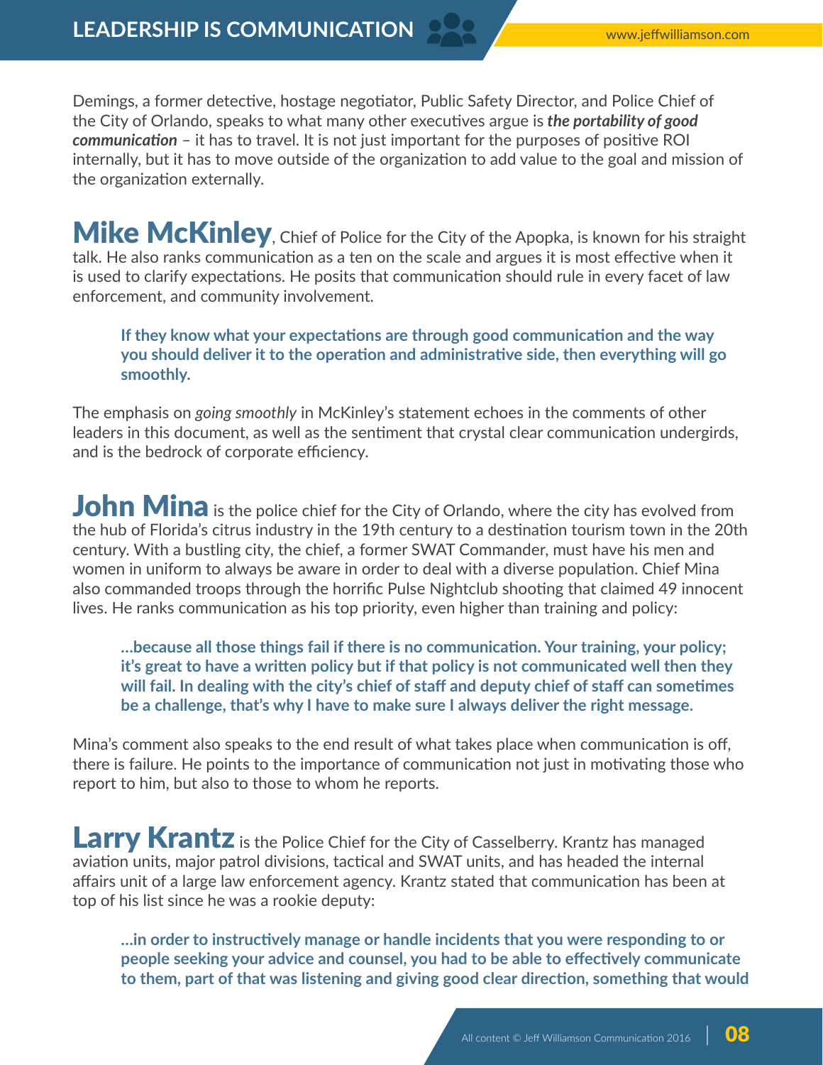Demings, a former detective, hostage negotiator, Public Safety Director, and Police Chief of the City of Orlando, speaks to what many other executives argue is ***the portability of good communication*** – it has to travel. It is not just important for the purposes of positive ROI internally, but it has to move outside of the organization to add value to the goal and mission of the organization externally.

**Mike McKinley**, Chief of Police for the City of the Apopka, is known for his straight talk. He also ranks communication as a ten on the scale and argues it is most effective when it is used to clarify expectations. He posits that communication should rule in every facet of law enforcement, and community involvement.

> **If they know what your expectations are through good communication and the way you should deliver it to the operation and administrative side, then everything will go smoothly.**

The emphasis on *going smoothly* in McKinley's statement echoes in the comments of other leaders in this document, as well as the sentiment that crystal clear communication undergirds, and is the bedrock of corporate efficiency.

**John Mina** is the police chief for the City of Orlando, where the city has evolved from the hub of Florida's citrus industry in the 19th century to a destination tourism town in the 20th century. With a bustling city, the chief, a former SWAT Commander, must have his men and women in uniform to always be aware in order to deal with a diverse population. Chief Mina also commanded troops through the horrific Pulse Nightclub shooting that claimed 49 innocent lives. He ranks communication as his top priority, even higher than training and policy:

> **…because all those things fail if there is no communication. Your training, your policy; it's great to have a written policy but if that policy is not communicated well then they will fail. In dealing with the city's chief of staff and deputy chief of staff can sometimes be a challenge, that's why I have to make sure I always deliver the right message.**

Mina's comment also speaks to the end result of what takes place when communication is off, there is failure. He points to the importance of communication not just in motivating those who report to him, but also to those to whom he reports.

**Larry Krantz** is the Police Chief for the City of Casselberry. Krantz has managed aviation units, major patrol divisions, tactical and SWAT units, and has headed the internal affairs unit of a large law enforcement agency. Krantz stated that communication has been at top of his list since he was a rookie deputy:

> **…in order to instructively manage or handle incidents that you were responding to or people seeking your advice and counsel, you had to be able to effectively communicate to them, part of that was listening and giving good clear direction, something that would**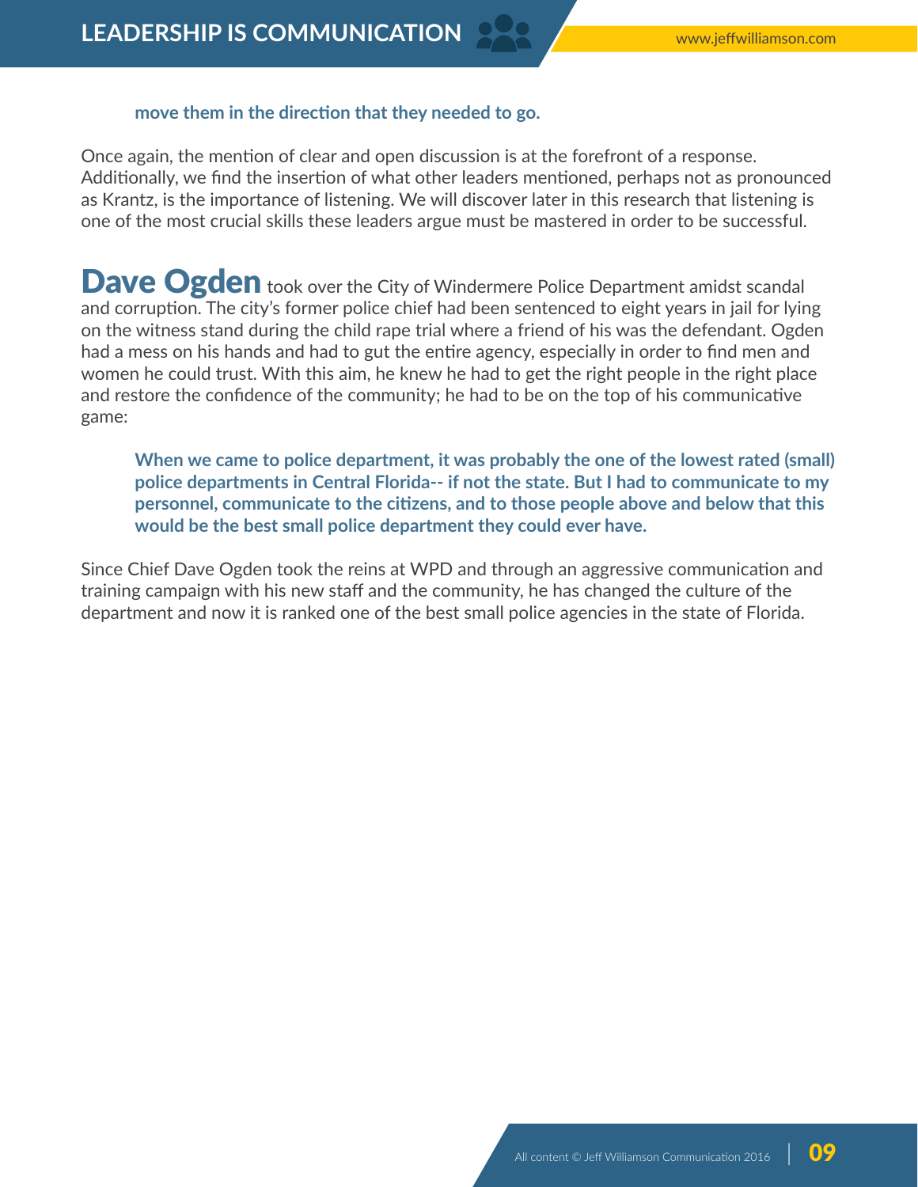**move them in the direction that they needed to go.**

Once again, the mention of clear and open discussion is at the forefront of a response. Additionally, we find the insertion of what other leaders mentioned, perhaps not as pronounced as Krantz, is the importance of listening. We will discover later in this research that listening is one of the most crucial skills these leaders argue must be mastered in order to be successful.

**Dave Ogden** took over the City of Windermere Police Department amidst scandal and corruption. The city's former police chief had been sentenced to eight years in jail for lying on the witness stand during the child rape trial where a friend of his was the defendant. Ogden had a mess on his hands and had to gut the entire agency, especially in order to find men and women he could trust. With this aim, he knew he had to get the right people in the right place and restore the confidence of the community; he had to be on the top of his communicative game:

> **When we came to police department, it was probably the one of the lowest rated (small) police departments in Central Florida-- if not the state. But I had to communicate to my personnel, communicate to the citizens, and to those people above and below that this would be the best small police department they could ever have.**

Since Chief Dave Ogden took the reins at WPD and through an aggressive communication and training campaign with his new staff and the community, he has changed the culture of the department and now it is ranked one of the best small police agencies in the state of Florida.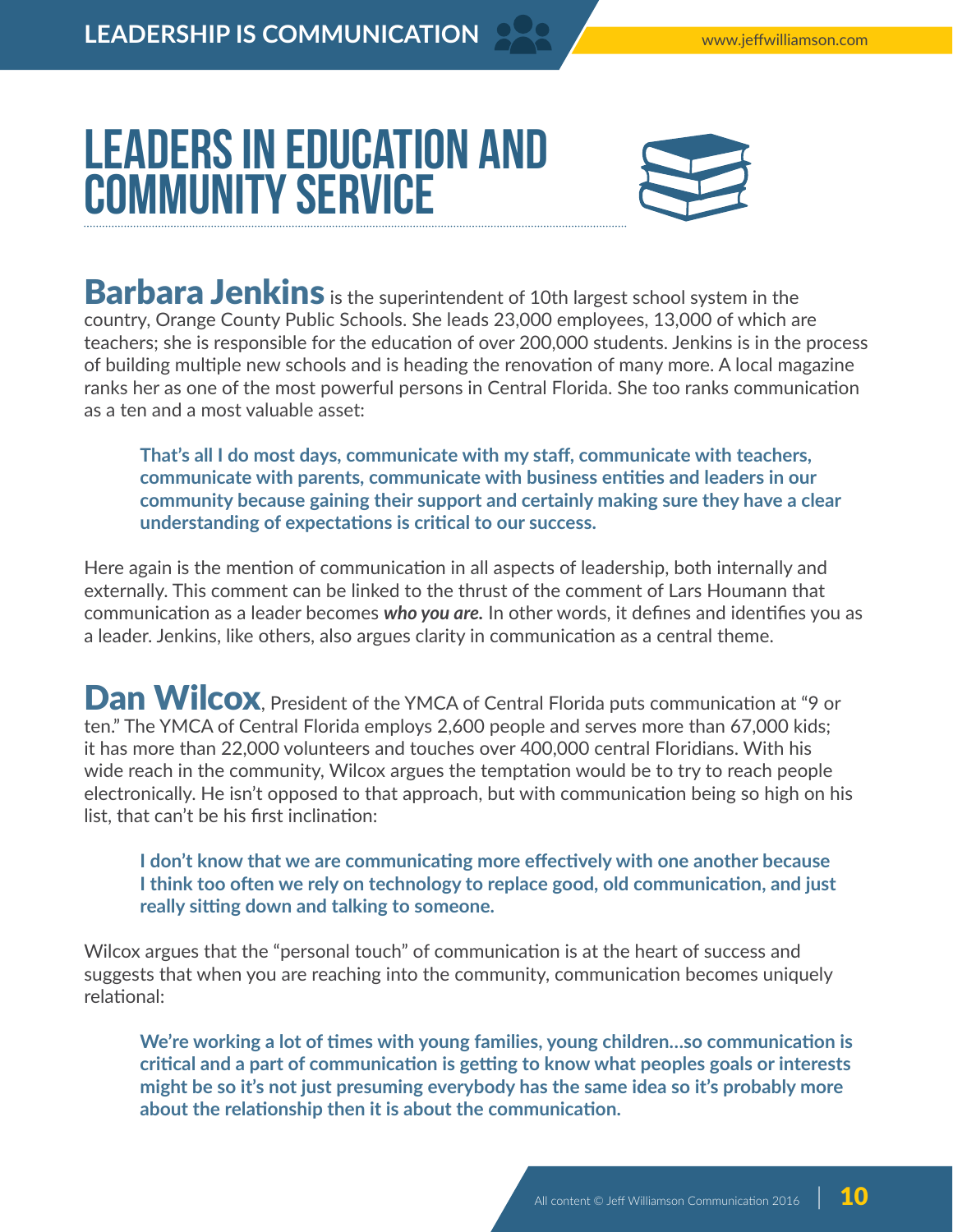# LEADERS IN EDUCATION AND COMMUNITY SERVICE

**Barbara Jenkins** is the superintendent of 10th largest school system in the country, Orange County Public Schools. She leads 23,000 employees, 13,000 of which are teachers; she is responsible for the education of over 200,000 students. Jenkins is in the process of building multiple new schools and is heading the renovation of many more. A local magazine ranks her as one of the most powerful persons in Central Florida. She too ranks communication as a ten and a most valuable asset:

> **That's all I do most days, communicate with my staff, communicate with teachers, communicate with parents, communicate with business entities and leaders in our community because gaining their support and certainly making sure they have a clear understanding of expectations is critical to our success.**

Here again is the mention of communication in all aspects of leadership, both internally and externally. This comment can be linked to the thrust of the comment of Lars Houmann that communication as a leader becomes ***who you are.*** In other words, it defines and identifies you as a leader. Jenkins, like others, also argues clarity in communication as a central theme.

**Dan Wilcox**, President of the YMCA of Central Florida puts communication at "9 or ten." The YMCA of Central Florida employs 2,600 people and serves more than 67,000 kids; it has more than 22,000 volunteers and touches over 400,000 central Floridians. With his wide reach in the community, Wilcox argues the temptation would be to try to reach people electronically. He isn't opposed to that approach, but with communication being so high on his list, that can't be his first inclination:

> **I don't know that we are communicating more effectively with one another because I think too often we rely on technology to replace good, old communication, and just really sitting down and talking to someone.**

Wilcox argues that the "personal touch" of communication is at the heart of success and suggests that when you are reaching into the community, communication becomes uniquely relational:

> **We're working a lot of times with young families, young children…so communication is critical and a part of communication is getting to know what peoples goals or interests might be so it's not just presuming everybody has the same idea so it's probably more about the relationship then it is about the communication.**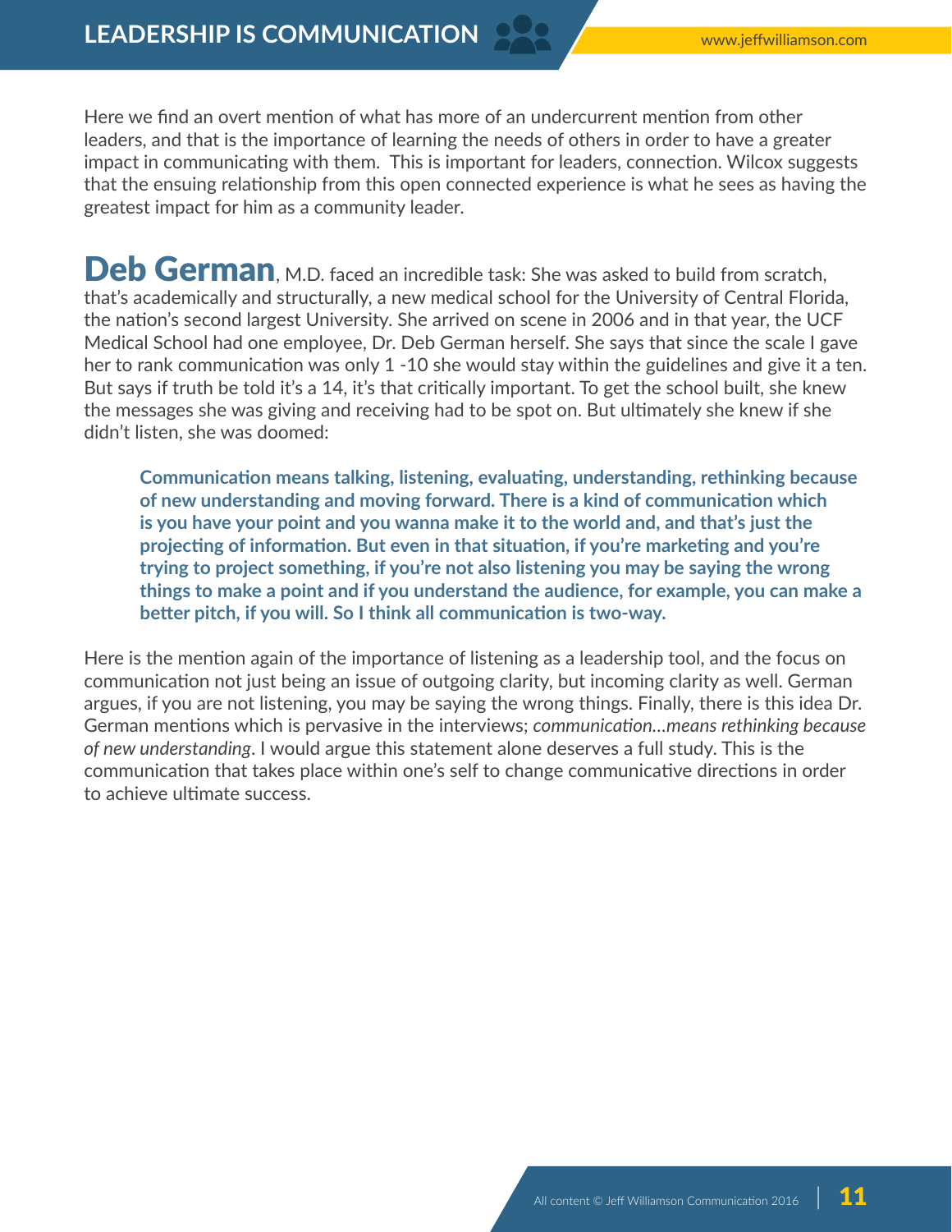Here we find an overt mention of what has more of an undercurrent mention from other leaders, and that is the importance of learning the needs of others in order to have a greater impact in communicating with them.  This is important for leaders, connection. Wilcox suggests that the ensuing relationship from this open connected experience is what he sees as having the greatest impact for him as a community leader.

**Deb German**, M.D. faced an incredible task: She was asked to build from scratch, that's academically and structurally, a new medical school for the University of Central Florida, the nation's second largest University. She arrived on scene in 2006 and in that year, the UCF Medical School had one employee, Dr. Deb German herself. She says that since the scale I gave her to rank communication was only 1 -10 she would stay within the guidelines and give it a ten. But says if truth be told it's a 14, it's that critically important. To get the school built, she knew the messages she was giving and receiving had to be spot on. But ultimately she knew if she didn't listen, she was doomed:

> **Communication means talking, listening, evaluating, understanding, rethinking because of new understanding and moving forward. There is a kind of communication which is you have your point and you wanna make it to the world and, and that's just the projecting of information. But even in that situation, if you're marketing and you're trying to project something, if you're not also listening you may be saying the wrong things to make a point and if you understand the audience, for example, you can make a better pitch, if you will. So I think all communication is two-way.**

Here is the mention again of the importance of listening as a leadership tool, and the focus on communication not just being an issue of outgoing clarity, but incoming clarity as well. German argues, if you are not listening, you may be saying the wrong things. Finally, there is this idea Dr. German mentions which is pervasive in the interviews; *communication…means rethinking because of new understanding*. I would argue this statement alone deserves a full study. This is the communication that takes place within one's self to change communicative directions in order to achieve ultimate success.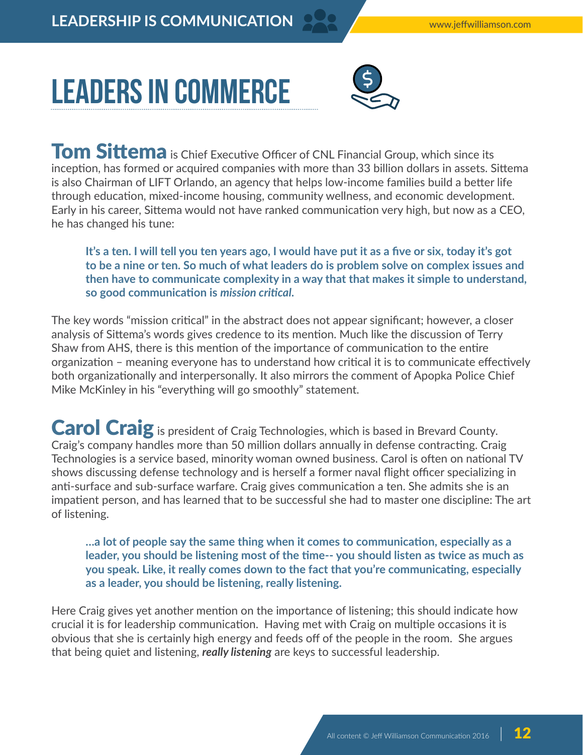# LEADERS IN COMMERCE

**Tom Sittema** is Chief Executive Officer of CNL Financial Group, which since its inception, has formed or acquired companies with more than 33 billion dollars in assets. Sittema is also Chairman of LIFT Orlando, an agency that helps low-income families build a better life through education, mixed-income housing, community wellness, and economic development. Early in his career, Sittema would not have ranked communication very high, but now as a CEO, he has changed his tune:

> **It's a ten. I will tell you ten years ago, I would have put it as a five or six, today it's got to be a nine or ten. So much of what leaders do is problem solve on complex issues and then have to communicate complexity in a way that that makes it simple to understand, so good communication is *mission critical*.**

The key words "mission critical" in the abstract does not appear significant; however, a closer analysis of Sittema's words gives credence to its mention. Much like the discussion of Terry Shaw from AHS, there is this mention of the importance of communication to the entire organization – meaning everyone has to understand how critical it is to communicate effectively both organizationally and interpersonally. It also mirrors the comment of Apopka Police Chief Mike McKinley in his "everything will go smoothly" statement.

**Carol Craig** is president of Craig Technologies, which is based in Brevard County. Craig's company handles more than 50 million dollars annually in defense contracting. Craig Technologies is a service based, minority woman owned business. Carol is often on national TV shows discussing defense technology and is herself a former naval flight officer specializing in anti-surface and sub-surface warfare. Craig gives communication a ten. She admits she is an impatient person, and has learned that to be successful she had to master one discipline: The art of listening.

> **…a lot of people say the same thing when it comes to communication, especially as a leader, you should be listening most of the time-- you should listen as twice as much as you speak. Like, it really comes down to the fact that you're communicating, especially as a leader, you should be listening, really listening.**

Here Craig gives yet another mention on the importance of listening; this should indicate how crucial it is for leadership communication. Having met with Craig on multiple occasions it is obvious that she is certainly high energy and feeds off of the people in the room. She argues that being quiet and listening, ***really listening*** are keys to successful leadership.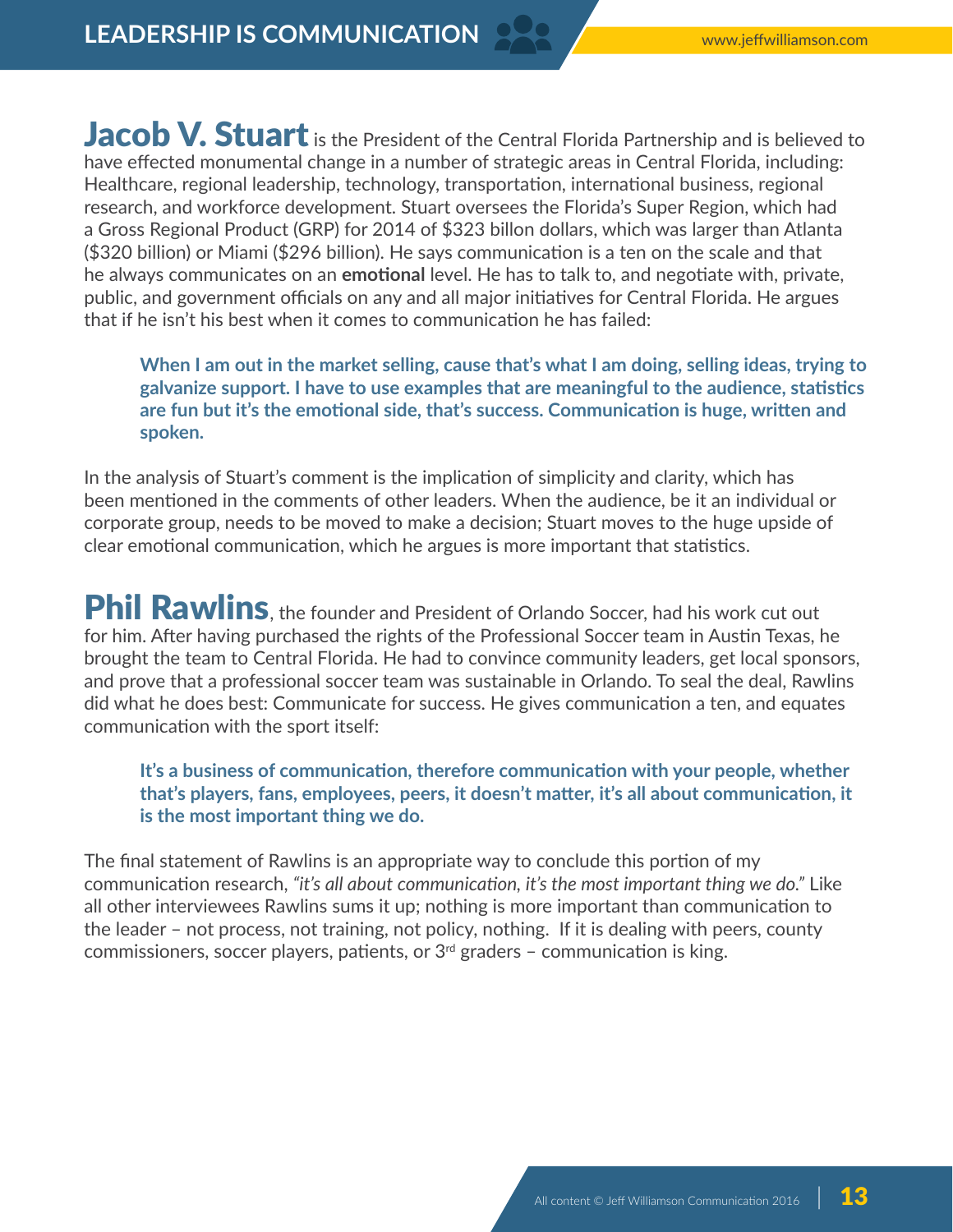**Jacob V. Stuart** is the President of the Central Florida Partnership and is believed to have effected monumental change in a number of strategic areas in Central Florida, including: Healthcare, regional leadership, technology, transportation, international business, regional research, and workforce development. Stuart oversees the Florida's Super Region, which had a Gross Regional Product (GRP) for 2014 of $323 billon dollars, which was larger than Atlanta ($320 billion) or Miami ($296 billion). He says communication is a ten on the scale and that he always communicates on an **emotional** level. He has to talk to, and negotiate with, private, public, and government officials on any and all major initiatives for Central Florida. He argues that if he isn't his best when it comes to communication he has failed:

> **When I am out in the market selling, cause that's what I am doing, selling ideas, trying to galvanize support. I have to use examples that are meaningful to the audience, statistics are fun but it's the emotional side, that's success. Communication is huge, written and spoken.**

In the analysis of Stuart's comment is the implication of simplicity and clarity, which has been mentioned in the comments of other leaders. When the audience, be it an individual or corporate group, needs to be moved to make a decision; Stuart moves to the huge upside of clear emotional communication, which he argues is more important that statistics.

**Phil Rawlins**, the founder and President of Orlando Soccer, had his work cut out for him. After having purchased the rights of the Professional Soccer team in Austin Texas, he brought the team to Central Florida. He had to convince community leaders, get local sponsors, and prove that a professional soccer team was sustainable in Orlando. To seal the deal, Rawlins did what he does best: Communicate for success. He gives communication a ten, and equates communication with the sport itself:

> **It's a business of communication, therefore communication with your people, whether that's players, fans, employees, peers, it doesn't matter, it's all about communication, it is the most important thing we do.**

The final statement of Rawlins is an appropriate way to conclude this portion of my communication research, *"it's all about communication, it's the most important thing we do."* Like all other interviewees Rawlins sums it up; nothing is more important than communication to the leader – not process, not training, not policy, nothing. If it is dealing with peers, county commissioners, soccer players, patients, or 3rd graders – communication is king.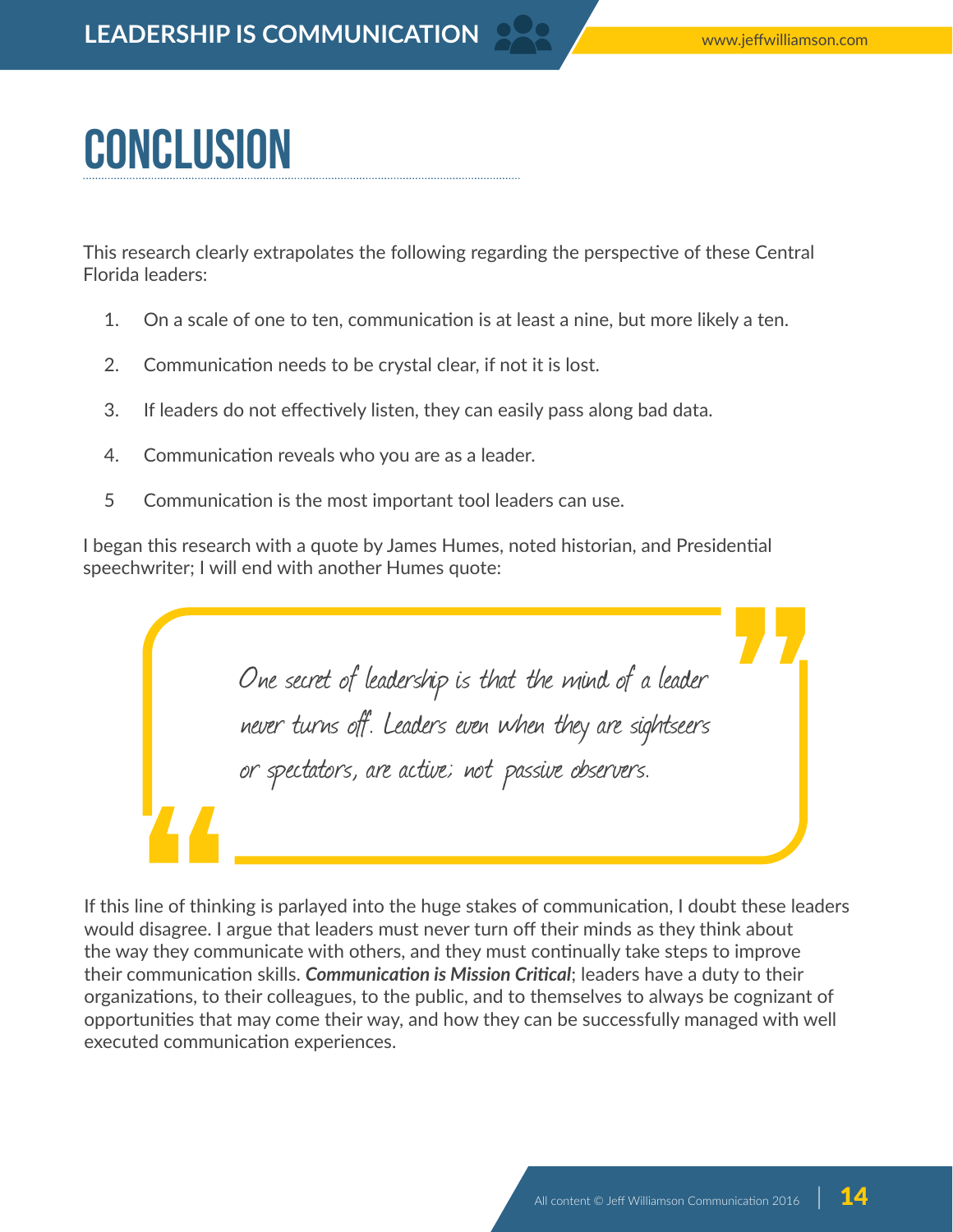# CONCLUSION

This research clearly extrapolates the following regarding the perspective of these Central Florida leaders:

1. On a scale of one to ten, communication is at least a nine, but more likely a ten.
2. Communication needs to be crystal clear, if not it is lost.
3. If leaders do not effectively listen, they can easily pass along bad data.
4. Communication reveals who you are as a leader.
5. Communication is the most important tool leaders can use.

I began this research with a quote by James Humes, noted historian, and Presidential speechwriter; I will end with another Humes quote:

> *One secret of leadership is that the mind of a leader never turns off. Leaders even when they are sightseers or spectators, are active; not passive observers.*

If this line of thinking is parlayed into the huge stakes of communication, I doubt these leaders would disagree. I argue that leaders must never turn off their minds as they think about the way they communicate with others, and they must continually take steps to improve their communication skills. ***Communication is Mission Critical***; leaders have a duty to their organizations, to their colleagues, to the public, and to themselves to always be cognizant of opportunities that may come their way, and how they can be successfully managed with well executed communication experiences.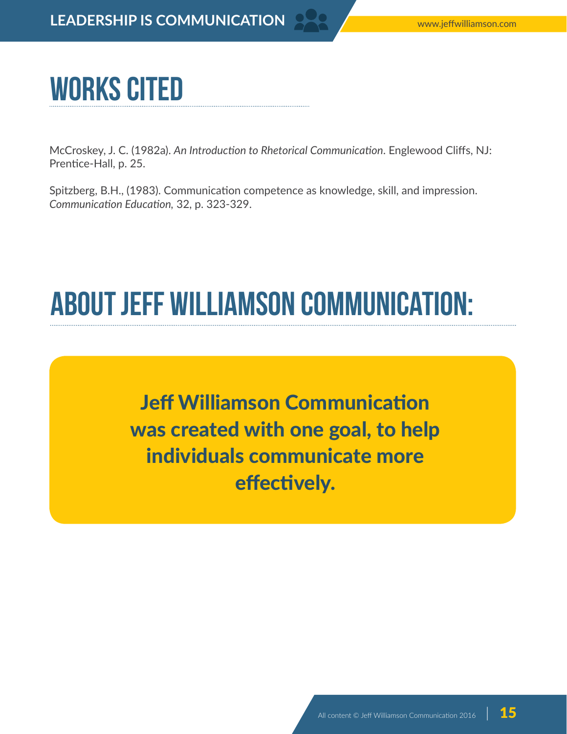# WORKS CITED

McCroskey, J. C. (1982a). *An Introduction to Rhetorical Communication*. Englewood Cliffs, NJ: Prentice-Hall, p. 25.

Spitzberg, B.H., (1983). Communication competence as knowledge, skill, and impression. *Communication Education,* 32, p. 323-329.

# ABOUT JEFF WILLIAMSON COMMUNICATION:

**Jeff Williamson Communication was created with one goal, to help individuals communicate more effectively.**

All content © Jeff Williamson Communication 2016